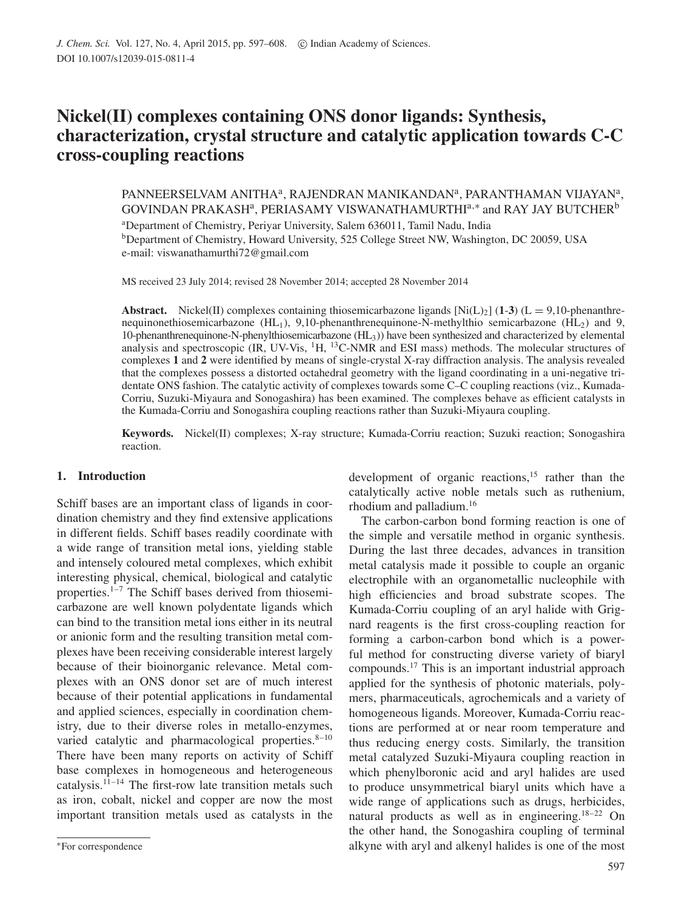// J. Chem. Sci. header omitted

# Nickel(II) complexes containing ONS donor ligands: Synthesis, characterization, crystal structure and catalytic application towards C-C cross-coupling reactions

PANNEERSELVAM ANITHA[a], RAJENDRAN MANIKANDAN[a], PARANTHAMAN VIJAYAN[a], GOVINDAN PRAKASH[a], PERIASAMY VISWANATHAMURTHI[a,*] and RAY JAY BUTCHER[b]

[a]Department of Chemistry, Periyar University, Salem 636011, Tamil Nadu, India
[b]Department of Chemistry, Howard University, 525 College Street NW, Washington, DC 20059, USA
e-mail: viswanathamurthi72@gmail.com

MS received 23 July 2014; revised 28 November 2014; accepted 28 November 2014

**Abstract.** Nickel(II) complexes containing thiosemicarbazone ligands $[Ni(L)_2]$ (**1**-**3**) (L = 9,10-phenanthrenequinonethiosemicarbazone ($HL_1$), 9,10-phenanthrenequinone-N-methylthio semicarbazone ($HL_2$) and 9, 10-phenanthrenequinone-N-phenylthiosemicarbazone ($HL_3$)) have been synthesized and characterized by elemental analysis and spectroscopic (IR, UV-Vis, $^1H$, $^{13}C$-NMR and ESI mass) methods. The molecular structures of complexes **1** and **2** were identified by means of single-crystal X-ray diffraction analysis. The analysis revealed that the complexes possess a distorted octahedral geometry with the ligand coordinating in a uni-negative tridentate ONS fashion. The catalytic activity of complexes towards some C–C coupling reactions (viz., Kumada-Corriu, Suzuki-Miyaura and Sonogashira) has been examined. The complexes behave as efficient catalysts in the Kumada-Corriu and Sonogashira coupling reactions rather than Suzuki-Miyaura coupling.

**Keywords.** Nickel(II) complexes; X-ray structure; Kumada-Corriu reaction; Suzuki reaction; Sonogashira reaction.

## 1. Introduction

Schiff bases are an important class of ligands in coordination chemistry and they find extensive applications in different fields. Schiff bases readily coordinate with a wide range of transition metal ions, yielding stable and intensely coloured metal complexes, which exhibit interesting physical, chemical, biological and catalytic properties.[1–7] The Schiff bases derived from thiosemicarbazone are well known polydentate ligands which can bind to the transition metal ions either in its neutral or anionic form and the resulting transition metal complexes have been receiving considerable interest largely because of their bioinorganic relevance. Metal complexes with an ONS donor set are of much interest because of their potential applications in fundamental and applied sciences, especially in coordination chemistry, due to their diverse roles in metallo-enzymes, varied catalytic and pharmacological properties.[8–10] There have been many reports on activity of Schiff base complexes in homogeneous and heterogeneous catalysis.[11–14] The first-row late transition metals such as iron, cobalt, nickel and copper are now the most important transition metals used as catalysts in the development of organic reactions,[15] rather than the catalytically active noble metals such as ruthenium, rhodium and palladium.[16]

The carbon-carbon bond forming reaction is one of the simple and versatile method in organic synthesis. During the last three decades, advances in transition metal catalysis made it possible to couple an organic electrophile with an organometallic nucleophile with high efficiencies and broad substrate scopes. The Kumada-Corriu coupling of an aryl halide with Grignard reagents is the first cross-coupling reaction for forming a carbon-carbon bond which is a powerful method for constructing diverse variety of biaryl compounds.[17] This is an important industrial approach applied for the synthesis of photonic materials, polymers, pharmaceuticals, agrochemicals and a variety of homogeneous ligands. Moreover, Kumada-Corriu reactions are performed at or near room temperature and thus reducing energy costs. Similarly, the transition metal catalyzed Suzuki-Miyaura coupling reaction in which phenylboronic acid and aryl halides are used to produce unsymmetrical biaryl units which have a wide range of applications such as drugs, herbicides, natural products as well as in engineering.[18–22] On the other hand, the Sonogashira coupling of terminal alkyne with aryl and alkenyl halides is one of the most

*For correspondence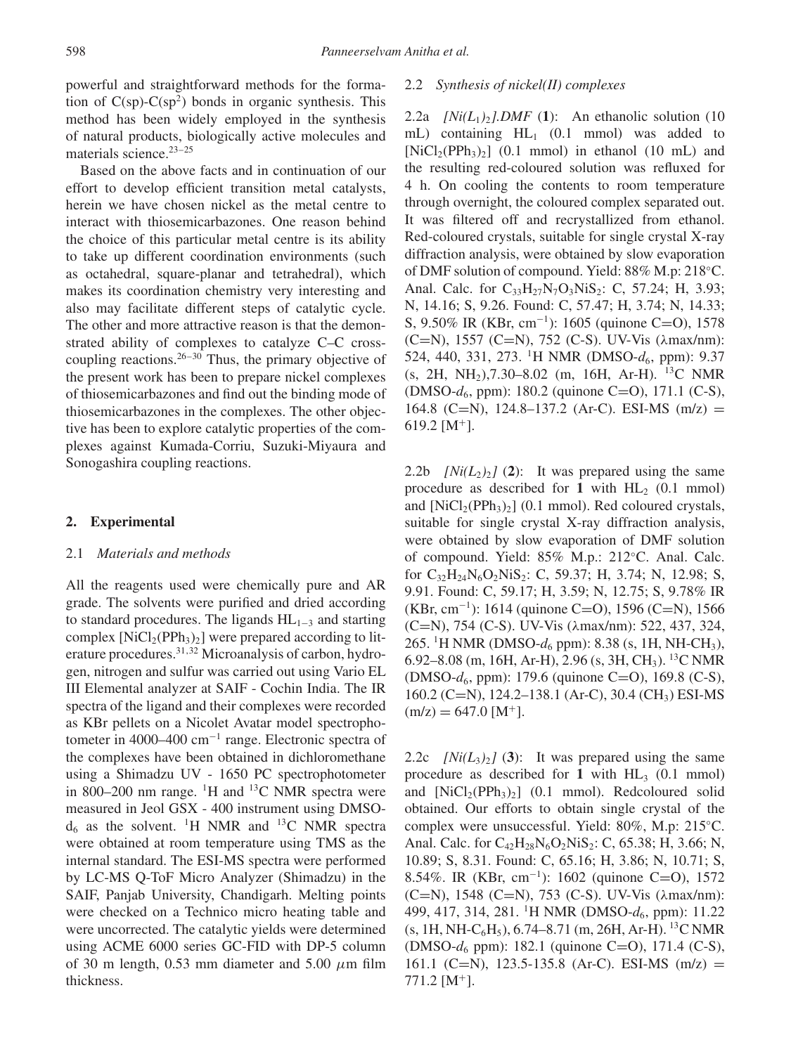powerful and straightforward methods for the formation of $C(sp)$-$C(sp^2)$ bonds in organic synthesis. This method has been widely employed in the synthesis of natural products, biologically active molecules and materials science.[23–25]

Based on the above facts and in continuation of our effort to develop efficient transition metal catalysts, herein we have chosen nickel as the metal centre to interact with thiosemicarbazones. One reason behind the choice of this particular metal centre is its ability to take up different coordination environments (such as octahedral, square-planar and tetrahedral), which makes its coordination chemistry very interesting and also may facilitate different steps of catalytic cycle. The other and more attractive reason is that the demonstrated ability of complexes to catalyze C–C cross-coupling reactions.[26–30] Thus, the primary objective of the present work has been to prepare nickel complexes of thiosemicarbazones and find out the binding mode of thiosemicarbazones in the complexes. The other objective has been to explore catalytic properties of the complexes against Kumada-Corriu, Suzuki-Miyaura and Sonogashira coupling reactions.

## 2. Experimental

### 2.1 *Materials and methods*

All the reagents used were chemically pure and AR grade. The solvents were purified and dried according to standard procedures. The ligands $HL_{1-3}$ and starting complex $[NiCl_2(PPh_3)_2]$ were prepared according to literature procedures.[31,32] Microanalysis of carbon, hydrogen, nitrogen and sulfur was carried out using Vario EL III Elemental analyzer at SAIF - Cochin India. The IR spectra of the ligand and their complexes were recorded as KBr pellets on a Nicolet Avatar model spectrophotometer in 4000–400 cm$^{-1}$ range. Electronic spectra of the complexes have been obtained in dichloromethane using a Shimadzu UV - 1650 PC spectrophotometer in 800–200 nm range. $^1$H and $^{13}$C NMR spectra were measured in Jeol GSX - 400 instrument using DMSO-$d_6$ as the solvent. $^1$H NMR and $^{13}$C NMR spectra were obtained at room temperature using TMS as the internal standard. The ESI-MS spectra were performed by LC-MS Q-ToF Micro Analyzer (Shimadzu) in the SAIF, Panjab University, Chandigarh. Melting points were checked on a Technico micro heating table and were uncorrected. The catalytic yields were determined using ACME 6000 series GC-FID with DP-5 column of 30 m length, 0.53 mm diameter and 5.00 $\mu$m film thickness.

### 2.2 *Synthesis of nickel(II) complexes*

2.2a *$[Ni(L_1)_2]$.DMF* (**1**): An ethanolic solution (10 mL) containing $HL_1$ (0.1 mmol) was added to $[NiCl_2(PPh_3)_2]$ (0.1 mmol) in ethanol (10 mL) and the resulting red-coloured solution was refluxed for 4 h. On cooling the contents to room temperature through overnight, the coloured complex separated out. It was filtered off and recrystallized from ethanol. Red-coloured crystals, suitable for single crystal X-ray diffraction analysis, were obtained by slow evaporation of DMF solution of compound. Yield: 88% M.p: 218°C. Anal. Calc. for $C_{33}H_{27}N_7O_3NiS_2$: C, 57.24; H, 3.93; N, 14.16; S, 9.26. Found: C, 57.47; H, 3.74; N, 14.33; S, 9.50% IR (KBr, cm$^{-1}$): 1605 (quinone C=O), 1578 (C=N), 1557 (C=N), 752 (C-S). UV-Vis (λmax/nm): 524, 440, 331, 273. $^1$H NMR (DMSO-$d_6$, ppm): 9.37 (s, 2H, $NH_2$),7.30–8.02 (m, 16H, Ar-H). $^{13}$C NMR (DMSO-$d_6$, ppm): 180.2 (quinone C=O), 171.1 (C-S), 164.8 (C=N), 124.8–137.2 (Ar-C). ESI-MS (m/z) = 619.2 [M$^+$].

2.2b *$[Ni(L_2)_2]$* (**2**): It was prepared using the same procedure as described for **1** with $HL_2$ (0.1 mmol) and $[NiCl_2(PPh_3)_2]$ (0.1 mmol). Red coloured crystals, suitable for single crystal X-ray diffraction analysis, were obtained by slow evaporation of DMF solution of compound. Yield: 85% M.p.: 212°C. Anal. Calc. for $C_{32}H_{24}N_6O_2NiS_2$: C, 59.37; H, 3.74; N, 12.98; S, 9.91. Found: C, 59.17; H, 3.59; N, 12.75; S, 9.78% IR (KBr, cm$^{-1}$): 1614 (quinone C=O), 1596 (C=N), 1566 (C=N), 754 (C-S). UV-Vis (λmax/nm): 522, 437, 324, 265. $^1$H NMR (DMSO-$d_6$ ppm): 8.38 (s, 1H, NH-$CH_3$), 6.92–8.08 (m, 16H, Ar-H), 2.96 (s, 3H, $CH_3$). $^{13}$C NMR (DMSO-$d_6$, ppm): 179.6 (quinone C=O), 169.8 (C-S), 160.2 (C=N), 124.2–138.1 (Ar-C), 30.4 ($CH_3$) ESI-MS (m/z) = 647.0 [M$^+$].

2.2c *$[Ni(L_3)_2]$* (**3**): It was prepared using the same procedure as described for **1** with $HL_3$ (0.1 mmol) and $[NiCl_2(PPh_3)_2]$ (0.1 mmol). Redcoloured solid obtained. Our efforts to obtain single crystal of the complex were unsuccessful. Yield: 80%, M.p: 215°C. Anal. Calc. for $C_{42}H_{28}N_6O_2NiS_2$: C, 65.38; H, 3.66; N, 10.89; S, 8.31. Found: C, 65.16; H, 3.86; N, 10.71; S, 8.54%. IR (KBr, cm$^{-1}$): 1602 (quinone C=O), 1572 (C=N), 1548 (C=N), 753 (C-S). UV-Vis (λmax/nm): 499, 417, 314, 281. $^1$H NMR (DMSO-$d_6$, ppm): 11.22 (s, 1H, NH-$C_6H_5$), 6.74–8.71 (m, 26H, Ar-H). $^{13}$C NMR (DMSO-$d_6$ ppm): 182.1 (quinone C=O), 171.4 (C-S), 161.1 (C=N), 123.5-135.8 (Ar-C). ESI-MS (m/z) = 771.2 [M$^+$].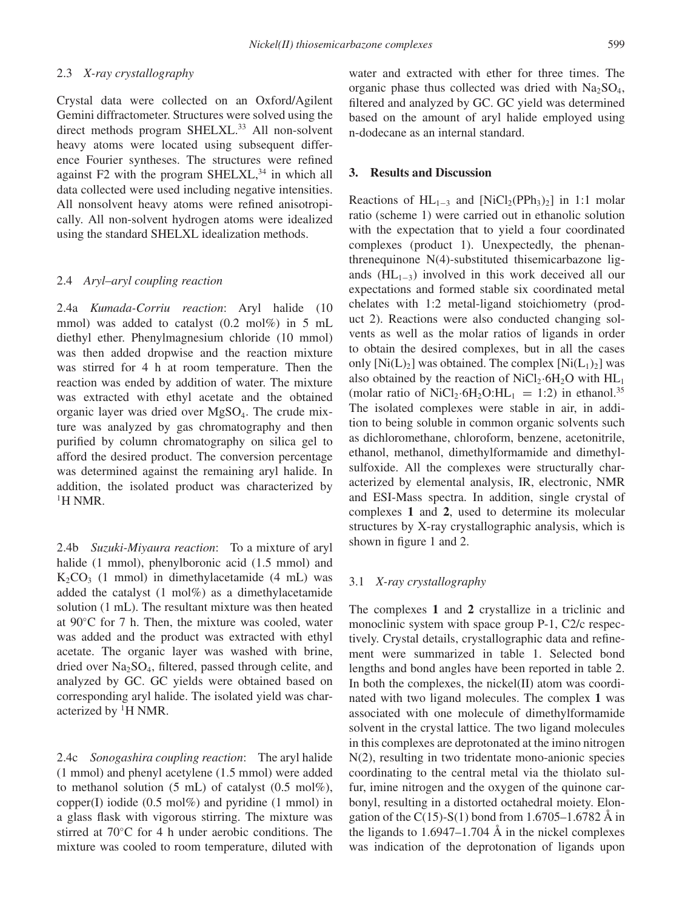### 2.3 *X-ray crystallography*

Crystal data were collected on an Oxford/Agilent Gemini diffractometer. Structures were solved using the direct methods program SHELXL.[33] All non-solvent heavy atoms were located using subsequent difference Fourier syntheses. The structures were refined against F2 with the program SHELXL,[34] in which all data collected were used including negative intensities. All nonsolvent heavy atoms were refined anisotropically. All non-solvent hydrogen atoms were idealized using the standard SHELXL idealization methods.

### 2.4 *Aryl–aryl coupling reaction*

2.4a *Kumada-Corriu reaction*: Aryl halide (10 mmol) was added to catalyst (0.2 mol%) in 5 mL diethyl ether. Phenylmagnesium chloride (10 mmol) was then added dropwise and the reaction mixture was stirred for 4 h at room temperature. Then the reaction was ended by addition of water. The mixture was extracted with ethyl acetate and the obtained organic layer was dried over $MgSO_4$. The crude mixture was analyzed by gas chromatography and then purified by column chromatography on silica gel to afford the desired product. The conversion percentage was determined against the remaining aryl halide. In addition, the isolated product was characterized by $^1$H NMR.

2.4b *Suzuki-Miyaura reaction*: To a mixture of aryl halide (1 mmol), phenylboronic acid (1.5 mmol) and $K_2CO_3$ (1 mmol) in dimethylacetamide (4 mL) was added the catalyst (1 mol%) as a dimethylacetamide solution (1 mL). The resultant mixture was then heated at 90°C for 7 h. Then, the mixture was cooled, water was added and the product was extracted with ethyl acetate. The organic layer was washed with brine, dried over $Na_2SO_4$, filtered, passed through celite, and analyzed by GC. GC yields were obtained based on corresponding aryl halide. The isolated yield was characterized by $^1$H NMR.

2.4c *Sonogashira coupling reaction*: The aryl halide (1 mmol) and phenyl acetylene (1.5 mmol) were added to methanol solution (5 mL) of catalyst (0.5 mol%), copper(I) iodide (0.5 mol%) and pyridine (1 mmol) in a glass flask with vigorous stirring. The mixture was stirred at 70°C for 4 h under aerobic conditions. The mixture was cooled to room temperature, diluted with water and extracted with ether for three times. The organic phase thus collected was dried with $Na_2SO_4$, filtered and analyzed by GC. GC yield was determined based on the amount of aryl halide employed using n-dodecane as an internal standard.

## 3. Results and Discussion

Reactions of $HL_{1-3}$ and $[NiCl_2(PPh_3)_2]$ in 1:1 molar ratio (scheme 1) were carried out in ethanolic solution with the expectation that to yield a four coordinated complexes (product 1). Unexpectedly, the phenanthrenequinone N(4)-substituted thisemicarbazone ligands ($HL_{1-3}$) involved in this work deceived all our expectations and formed stable six coordinated metal chelates with 1:2 metal-ligand stoichiometry (product 2). Reactions were also conducted changing solvents as well as the molar ratios of ligands in order to obtain the desired complexes, but in all the cases only $[Ni(L)_2]$ was obtained. The complex $[Ni(L_1)_2]$ was also obtained by the reaction of $NiCl_2{\cdot}6H_2O$ with $HL_1$ (molar ratio of $NiCl_2{\cdot}6H_2O{:}HL_1 = 1{:}2$) in ethanol.[35] The isolated complexes were stable in air, in addition to being soluble in common organic solvents such as dichloromethane, chloroform, benzene, acetonitrile, ethanol, methanol, dimethylformamide and dimethylsulfoxide. All the complexes were structurally characterized by elemental analysis, IR, electronic, NMR and ESI-Mass spectra. In addition, single crystal of complexes **1** and **2**, used to determine its molecular structures by X-ray crystallographic analysis, which is shown in figure 1 and 2.

### 3.1 *X-ray crystallography*

The complexes **1** and **2** crystallize in a triclinic and monoclinic system with space group P-1, C2/c respectively. Crystal details, crystallographic data and refinement were summarized in table 1. Selected bond lengths and bond angles have been reported in table 2. In both the complexes, the nickel(II) atom was coordinated with two ligand molecules. The complex **1** was associated with one molecule of dimethylformamide solvent in the crystal lattice. The two ligand molecules in this complexes are deprotonated at the imino nitrogen N(2), resulting in two tridentate mono-anionic species coordinating to the central metal via the thiolato sulfur, imine nitrogen and the oxygen of the quinone carbonyl, resulting in a distorted octahedral moiety. Elongation of the C(15)-S(1) bond from 1.6705–1.6782 Å in the ligands to 1.6947–1.704 Å in the nickel complexes was indication of the deprotonation of ligands upon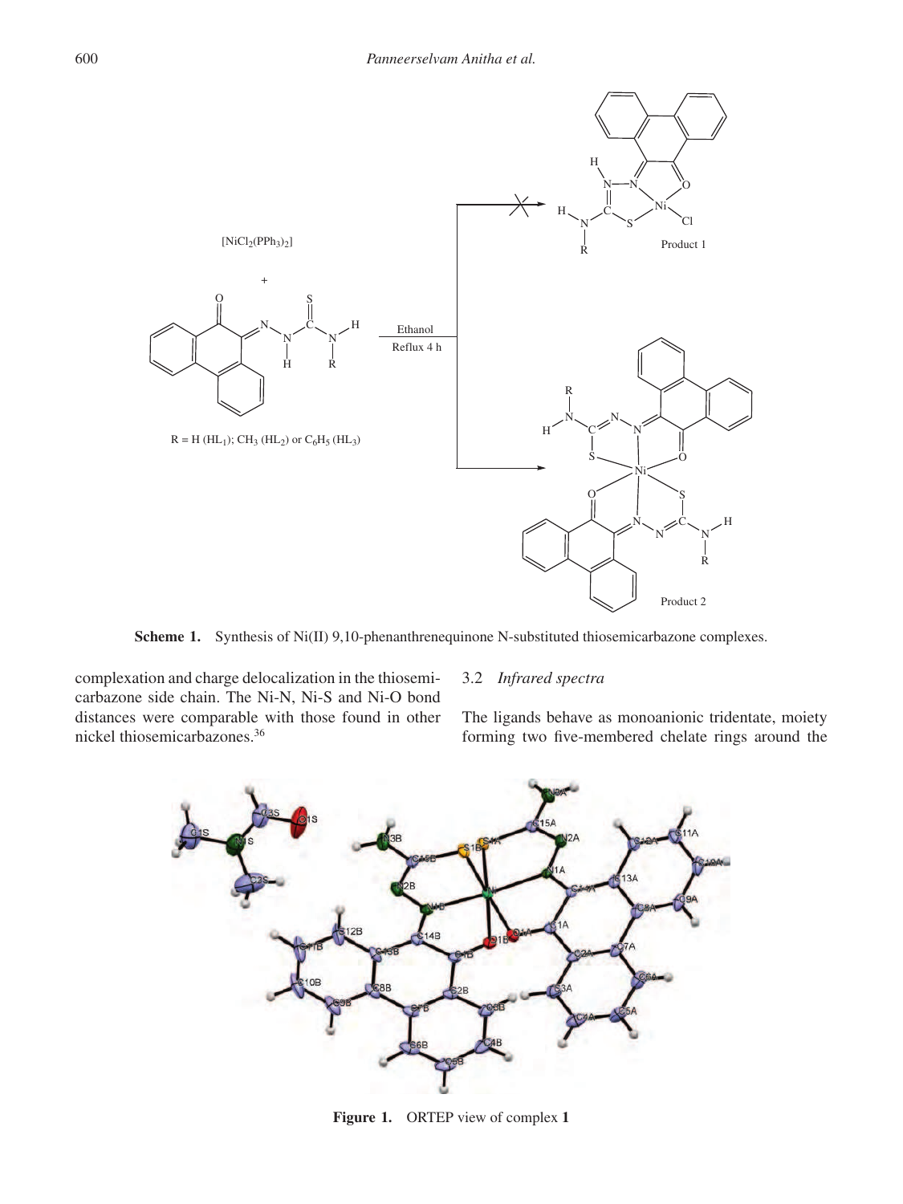Scheme 1. Synthesis of Ni(II) 9,10-phenanthrenequinone N-substituted thiosemicarbazone complexes.

complexation and charge delocalization in the thiosemicarbazone side chain. The Ni-N, Ni-S and Ni-O bond distances were comparable with those found in other nickel thiosemicarbazones.[36]

### 3.2 *Infrared spectra*

The ligands behave as monoanionic tridentate, moiety forming two five-membered chelate rings around the

**Figure 1.** ORTEP view of complex **1**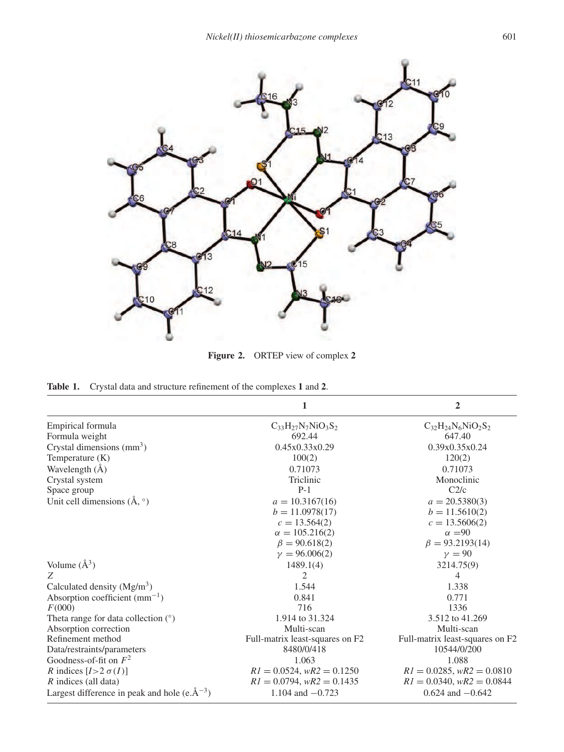**Figure 2.** ORTEP view of complex **2**

**Table 1.** Crystal data and structure refinement of the complexes **1** and **2**.

| | **1** | **2** |
|---|---|---|
| Empirical formula | $C_{33}H_{27}N_7NiO_3S_2$ | $C_{32}H_{24}N_6NiO_2S_2$ |
| Formula weight | 692.44 | 647.40 |
| Crystal dimensions (mm$^3$) | 0.45x0.33x0.29 | 0.39x0.35x0.24 |
| Temperature (K) | 100(2) | 120(2) |
| Wavelength (Å) | 0.71073 | 0.71073 |
| Crystal system | Triclinic | Monoclinic |
| Space group | P-1 | C2/c |
| Unit cell dimensions (Å, °) | $a = 10.3167(16)$ | $a = 20.5380(3)$ |
| | $b = 11.0978(17)$ | $b = 11.5610(2)$ |
| | $c = 13.564(2)$ | $c = 13.5606(2)$ |
| | $\alpha = 105.216(2)$ | $\alpha = 90$ |
| | $\beta = 90.618(2)$ | $\beta = 93.2193(14)$ |
| | $\gamma = 96.006(2)$ | $\gamma = 90$ |
| Volume (Å$^3$) | 1489.1(4) | 3214.75(9) |
| $Z$ | 2 | 4 |
| Calculated density (Mg/m$^3$) | 1.544 | 1.338 |
| Absorption coefficient (mm$^{-1}$) | 0.841 | 0.771 |
| $F(000)$ | 716 | 1336 |
| Theta range for data collection (°) | 1.914 to 31.324 | 3.512 to 41.269 |
| Absorption correction | Multi-scan | Multi-scan |
| Refinement method | Full-matrix least-squares on F2 | Full-matrix least-squares on F2 |
| Data/restraints/parameters | 8480/0/418 | 10544/0/200 |
| Goodness-of-fit on $F^2$ | 1.063 | 1.088 |
| $R$ indices [$I > 2\sigma(I)$] | $R1 = 0.0524$, $wR2 = 0.1250$ | $R1 = 0.0285$, $wR2 = 0.0810$ |
| $R$ indices (all data) | $R1 = 0.0794$, $wR2 = 0.1435$ | $R1 = 0.0340$, $wR2 = 0.0844$ |
| Largest difference in peak and hole (e.Å$^{-3}$) | 1.104 and −0.723 | 0.624 and −0.642 |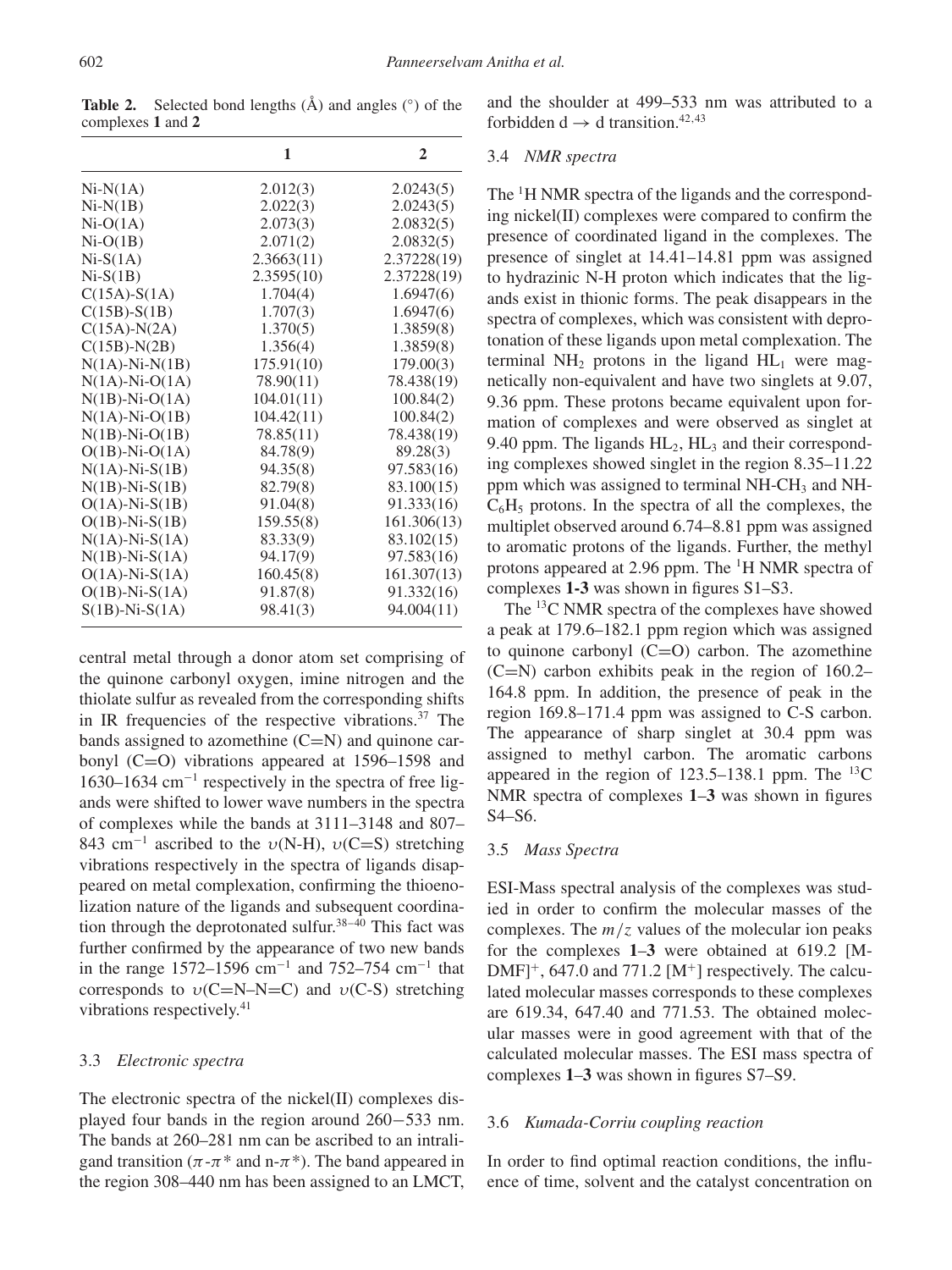**Table 2.** Selected bond lengths (Å) and angles (°) of the complexes **1** and **2**

| | 1 | 2 |
|---|---|---|
| Ni-N(1A) | 2.012(3) | 2.0243(5) |
| Ni-N(1B) | 2.022(3) | 2.0243(5) |
| Ni-O(1A) | 2.073(3) | 2.0832(5) |
| Ni-O(1B) | 2.071(2) | 2.0832(5) |
| Ni-S(1A) | 2.3663(11) | 2.37228(19) |
| Ni-S(1B) | 2.3595(10) | 2.37228(19) |
| C(15A)-S(1A) | 1.704(4) | 1.6947(6) |
| C(15B)-S(1B) | 1.707(3) | 1.6947(6) |
| C(15A)-N(2A) | 1.370(5) | 1.3859(8) |
| C(15B)-N(2B) | 1.356(4) | 1.3859(8) |
| N(1A)-Ni-N(1B) | 175.91(10) | 179.00(3) |
| N(1A)-Ni-O(1A) | 78.90(11) | 78.438(19) |
| N(1B)-Ni-O(1A) | 104.01(11) | 100.84(2) |
| N(1A)-Ni-O(1B) | 104.42(11) | 100.84(2) |
| N(1B)-Ni-O(1B) | 78.85(11) | 78.438(19) |
| O(1B)-Ni-O(1A) | 84.78(9) | 89.28(3) |
| N(1A)-Ni-S(1B) | 94.35(8) | 97.583(16) |
| N(1B)-Ni-S(1B) | 82.79(8) | 83.100(15) |
| O(1A)-Ni-S(1B) | 91.04(8) | 91.333(16) |
| O(1B)-Ni-S(1B) | 159.55(8) | 161.306(13) |
| N(1A)-Ni-S(1A) | 83.33(9) | 83.102(15) |
| N(1B)-Ni-S(1A) | 94.17(9) | 97.583(16) |
| O(1A)-Ni-S(1A) | 160.45(8) | 161.307(13) |
| O(1B)-Ni-S(1A) | 91.87(8) | 91.332(16) |
| S(1B)-Ni-S(1A) | 98.41(3) | 94.004(11) |

central metal through a donor atom set comprising of the quinone carbonyl oxygen, imine nitrogen and the thiolate sulfur as revealed from the corresponding shifts in IR frequencies of the respective vibrations.[37] The bands assigned to azomethine (C=N) and quinone carbonyl (C=O) vibrations appeared at 1596–1598 and 1630–1634 $cm^{-1}$ respectively in the spectra of free ligands were shifted to lower wave numbers in the spectra of complexes while the bands at 3111–3148 and 807–843 $cm^{-1}$ ascribed to the $\upsilon$(N-H), $\upsilon$(C=S) stretching vibrations respectively in the spectra of ligands disappeared on metal complexation, confirming the thioenolization nature of the ligands and subsequent coordination through the deprotonated sulfur.[38–40] This fact was further confirmed by the appearance of two new bands in the range 1572–1596 $cm^{-1}$ and 752–754 $cm^{-1}$ that corresponds to $\upsilon$(C=N–N=C) and $\upsilon$(C-S) stretching vibrations respectively.[41]

### 3.3 *Electronic spectra*

The electronic spectra of the nickel(II) complexes displayed four bands in the region around 260−533 nm. The bands at 260–281 nm can be ascribed to an intraligand transition ($\pi$-$\pi$* and n-$\pi$*). The band appeared in the region 308–440 nm has been assigned to an LMCT, and the shoulder at 499–533 nm was attributed to a forbidden d → d transition.[42,43]

### 3.4 *NMR spectra*

The $^{1}$H NMR spectra of the ligands and the corresponding nickel(II) complexes were compared to confirm the presence of coordinated ligand in the complexes. The presence of singlet at 14.41–14.81 ppm was assigned to hydrazinic N-H proton which indicates that the ligands exist in thionic forms. The peak disappears in the spectra of complexes, which was consistent with deprotonation of these ligands upon metal complexation. The terminal $NH_2$ protons in the ligand $HL_1$ were magnetically non-equivalent and have two singlets at 9.07, 9.36 ppm. These protons became equivalent upon formation of complexes and were observed as singlet at 9.40 ppm. The ligands $HL_2$, $HL_3$ and their corresponding complexes showed singlet in the region 8.35–11.22 ppm which was assigned to terminal NH-$CH_3$ and NH-$C_6H_5$ protons. In the spectra of all the complexes, the multiplet observed around 6.74–8.81 ppm was assigned to aromatic protons of the ligands. Further, the methyl protons appeared at 2.96 ppm. The $^{1}$H NMR spectra of complexes **1-3** was shown in figures S1–S3.

The $^{13}$C NMR spectra of the complexes have showed a peak at 179.6–182.1 ppm region which was assigned to quinone carbonyl (C=O) carbon. The azomethine (C=N) carbon exhibits peak in the region of 160.2–164.8 ppm. In addition, the presence of peak in the region 169.8–171.4 ppm was assigned to C-S carbon. The appearance of sharp singlet at 30.4 ppm was assigned to methyl carbon. The aromatic carbons appeared in the region of 123.5–138.1 ppm. The $^{13}$C NMR spectra of complexes **1**–**3** was shown in figures S4–S6.

### 3.5 *Mass Spectra*

ESI-Mass spectral analysis of the complexes was studied in order to confirm the molecular masses of the complexes. The $m/z$ values of the molecular ion peaks for the complexes **1**–**3** were obtained at 619.2 $[M\text{-}DMF]^+$, 647.0 and 771.2 $[M^+]$ respectively. The calculated molecular masses corresponds to these complexes are 619.34, 647.40 and 771.53. The obtained molecular masses were in good agreement with that of the calculated molecular masses. The ESI mass spectra of complexes **1**–**3** was shown in figures S7–S9.

### 3.6 *Kumada-Corriu coupling reaction*

In order to find optimal reaction conditions, the influence of time, solvent and the catalyst concentration on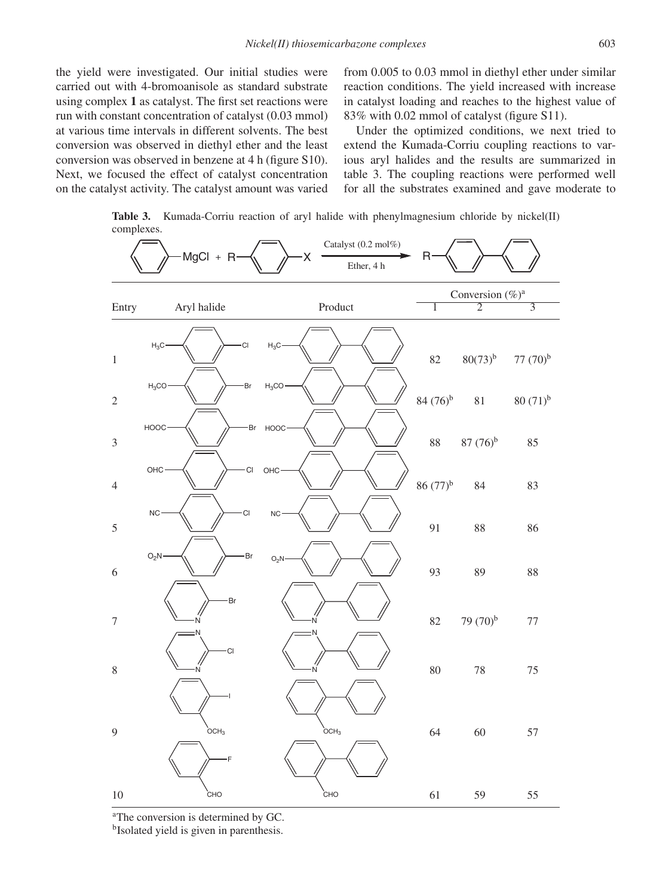the yield were investigated. Our initial studies were carried out with 4-bromoanisole as standard substrate using complex **1** as catalyst. The first set reactions were run with constant concentration of catalyst (0.03 mmol) at various time intervals in different solvents. The best conversion was observed in diethyl ether and the least conversion was observed in benzene at 4 h (figure S10). Next, we focused the effect of catalyst concentration on the catalyst activity. The catalyst amount was varied from 0.005 to 0.03 mmol in diethyl ether under similar reaction conditions. The yield increased with increase in catalyst loading and reaches to the highest value of 83% with 0.02 mmol of catalyst (figure S11).

Under the optimized conditions, we next tried to extend the Kumada-Corriu coupling reactions to various aryl halides and the results are summarized in table 3. The coupling reactions were performed well for all the substrates examined and gave moderate to

**Table 3.** Kumada-Corriu reaction of aryl halide with phenylmagnesium chloride by nickel(II) complexes.

PhMgCl + R–C$_6$H$_4$–X $\xrightarrow[\text{Ether, 4 h}]{\text{Catalyst (0.2 mol\%)}}$ R–C$_6$H$_4$–Ph

| Entry | Aryl halide | Product | Conversion (%)[a] 1 | 2 | 3 |
|---|---|---|---|---|---|
| 1 | 4-$H_3C$–C$_6$H$_4$–Cl | 4-$H_3C$–C$_6$H$_4$–Ph | 82 | 80(73)[b] | 77 (70)[b] |
| 2 | 4-$H_3CO$–C$_6$H$_4$–Br | 4-$H_3CO$–C$_6$H$_4$–Ph | 84 (76)[b] | 81 | 80 (71)[b] |
| 3 | 4-HOOC–C$_6$H$_4$–Br | 4-HOOC–C$_6$H$_4$–Ph | 88 | 87 (76)[b] | 85 |
| 4 | 4-OHC–C$_6$H$_4$–Cl | 4-OHC–C$_6$H$_4$–Ph | 86 (77)[b] | 84 | 83 |
| 5 | 4-NC–C$_6$H$_4$–Cl | 4-NC–C$_6$H$_4$–Ph | 91 | 88 | 86 |
| 6 | 4-$O_2N$–C$_6$H$_4$–Br | 4-$O_2N$–C$_6$H$_4$–Ph | 93 | 89 | 88 |
| 7 | 2-Bromopyridine | 2-Phenylpyridine | 82 | 79 (70)[b] | 77 |
| 8 | 2-Chloropyrimidine | 2-Phenylpyrimidine | 80 | 78 | 75 |
| 9 | 2-Iodoanisole ($OCH_3$) | 2-Methoxybiphenyl ($OCH_3$) | 64 | 60 | 57 |
| 10 | 2-Fluorobenzaldehyde (CHO) | Biphenyl-2-carbaldehyde (CHO) | 61 | 59 | 55 |

[a]The conversion is determined by GC.
[b]Isolated yield is given in parenthesis.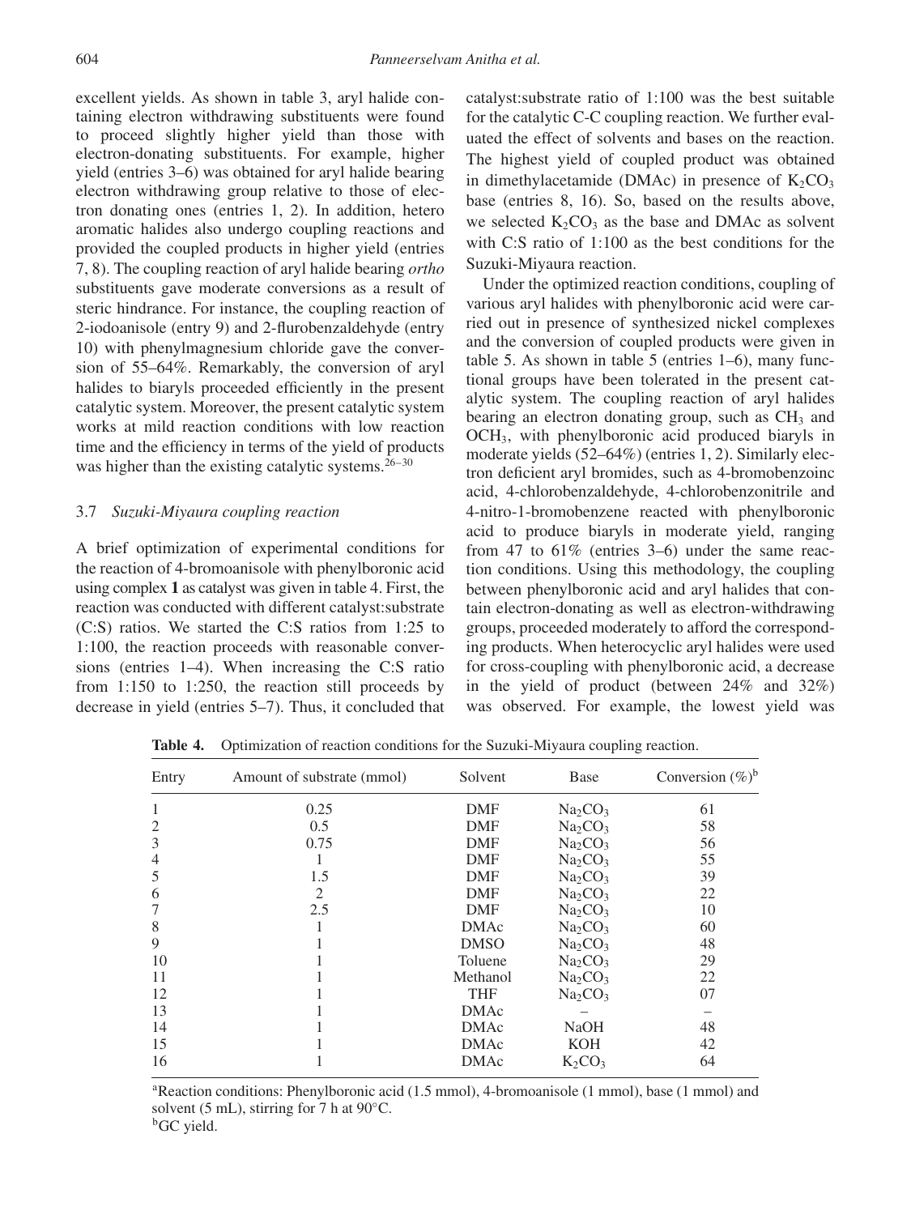excellent yields. As shown in table 3, aryl halide containing electron withdrawing substituents were found to proceed slightly higher yield than those with electron-donating substituents. For example, higher yield (entries 3–6) was obtained for aryl halide bearing electron withdrawing group relative to those of electron donating ones (entries 1, 2). In addition, hetero aromatic halides also undergo coupling reactions and provided the coupled products in higher yield (entries 7, 8). The coupling reaction of aryl halide bearing *ortho* substituents gave moderate conversions as a result of steric hindrance. For instance, the coupling reaction of 2-iodoanisole (entry 9) and 2-flurobenzaldehyde (entry 10) with phenylmagnesium chloride gave the conversion of 55–64%. Remarkably, the conversion of aryl halides to biaryls proceeded efficiently in the present catalytic system. Moreover, the present catalytic system works at mild reaction conditions with low reaction time and the efficiency in terms of the yield of products was higher than the existing catalytic systems.[26–30]

### 3.7 *Suzuki-Miyaura coupling reaction*

A brief optimization of experimental conditions for the reaction of 4-bromoanisole with phenylboronic acid using complex **1** as catalyst was given in table 4. First, the reaction was conducted with different catalyst:substrate (C:S) ratios. We started the C:S ratios from 1:25 to 1:100, the reaction proceeds with reasonable conversions (entries 1–4). When increasing the C:S ratio from 1:150 to 1:250, the reaction still proceeds by decrease in yield (entries 5–7). Thus, it concluded that catalyst:substrate ratio of 1:100 was the best suitable for the catalytic C-C coupling reaction. We further evaluated the effect of solvents and bases on the reaction. The highest yield of coupled product was obtained in dimethylacetamide (DMAc) in presence of $K_2CO_3$ base (entries 8, 16). So, based on the results above, we selected $K_2CO_3$ as the base and DMAc as solvent with C:S ratio of 1:100 as the best conditions for the Suzuki-Miyaura reaction.

Under the optimized reaction conditions, coupling of various aryl halides with phenylboronic acid were carried out in presence of synthesized nickel complexes and the conversion of coupled products were given in table 5. As shown in table 5 (entries 1–6), many functional groups have been tolerated in the present catalytic system. The coupling reaction of aryl halides bearing an electron donating group, such as $CH_3$ and $OCH_3$, with phenylboronic acid produced biaryls in moderate yields (52–64%) (entries 1, 2). Similarly electron deficient aryl bromides, such as 4-bromobenzoinc acid, 4-chlorobenzaldehyde, 4-chlorobenzonitrile and 4-nitro-1-bromobenzene reacted with phenylboronic acid to produce biaryls in moderate yield, ranging from 47 to 61% (entries 3–6) under the same reaction conditions. Using this methodology, the coupling between phenylboronic acid and aryl halides that contain electron-donating as well as electron-withdrawing groups, proceeded moderately to afford the corresponding products. When heterocyclic aryl halides were used for cross-coupling with phenylboronic acid, a decrease in the yield of product (between 24% and 32%) was observed. For example, the lowest yield was

**Table 4.** Optimization of reaction conditions for the Suzuki-Miyaura coupling reaction.

| Entry | Amount of substrate (mmol) | Solvent | Base | Conversion (%)[b] |
|---|---|---|---|---|
| 1 | 0.25 | DMF | $Na_2CO_3$ | 61 |
| 2 | 0.5 | DMF | $Na_2CO_3$ | 58 |
| 3 | 0.75 | DMF | $Na_2CO_3$ | 56 |
| 4 | 1 | DMF | $Na_2CO_3$ | 55 |
| 5 | 1.5 | DMF | $Na_2CO_3$ | 39 |
| 6 | 2 | DMF | $Na_2CO_3$ | 22 |
| 7 | 2.5 | DMF | $Na_2CO_3$ | 10 |
| 8 | 1 | DMAc | $Na_2CO_3$ | 60 |
| 9 | 1 | DMSO | $Na_2CO_3$ | 48 |
| 10 | 1 | Toluene | $Na_2CO_3$ | 29 |
| 11 | 1 | Methanol | $Na_2CO_3$ | 22 |
| 12 | 1 | THF | $Na_2CO_3$ | 07 |
| 13 | 1 | DMAc | – | – |
| 14 | 1 | DMAc | NaOH | 48 |
| 15 | 1 | DMAc | KOH | 42 |
| 16 | 1 | DMAc | $K_2CO_3$ | 64 |

[a]Reaction conditions: Phenylboronic acid (1.5 mmol), 4-bromoanisole (1 mmol), base (1 mmol) and solvent (5 mL), stirring for 7 h at 90°C.
[b]GC yield.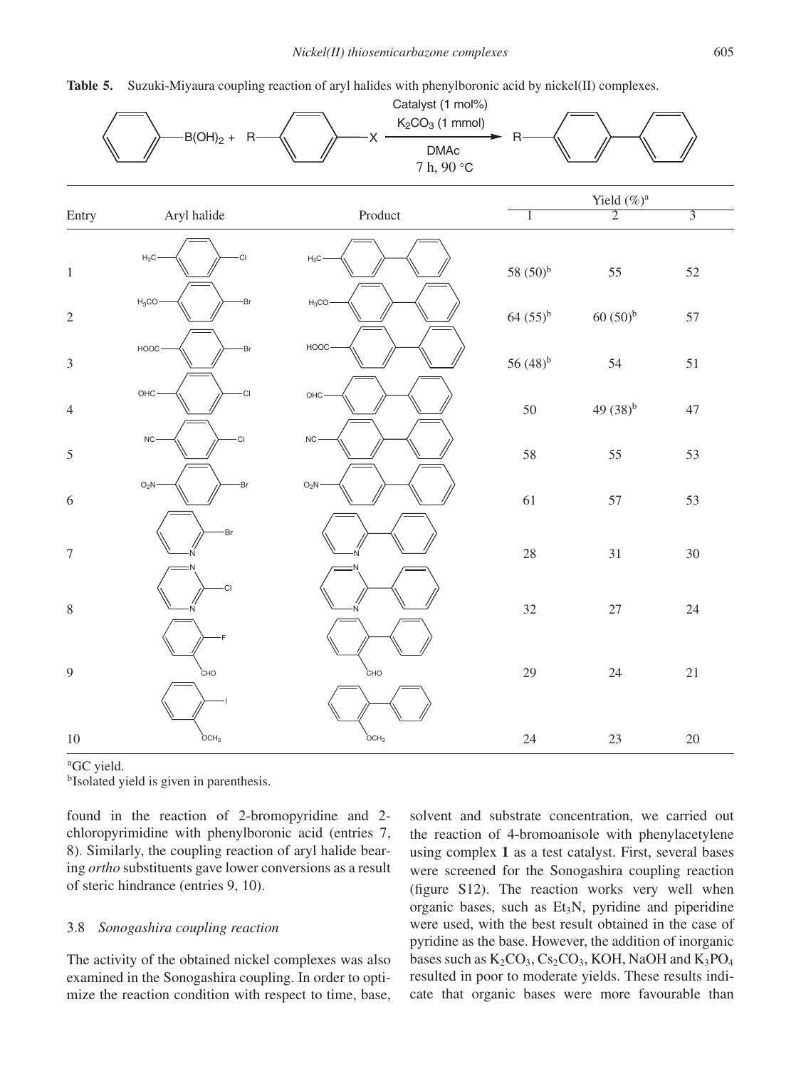**Table 5.** Suzuki-Miyaura coupling reaction of aryl halides with phenylboronic acid by nickel(II) complexes.

$$PhB(OH)_2 + R\text{-}C_6H_4\text{-}X \xrightarrow[\text{DMAc, 7 h, 90 °C}]{\text{Catalyst (1 mol\%), } K_2CO_3 \text{ (1 mmol)}} R\text{-}C_6H_4\text{-}Ph$$

| Entry | Aryl halide | Product | Yield (%)[a] 1 | Yield (%)[a] 2 | Yield (%)[a] 3 |
|---|---|---|---|---|---|
| 1 | 4-$H_3C$-$C_6H_4$-Cl | 4-$H_3C$-$C_6H_4$-$C_6H_5$ | 58 (50)[b] | 55 | 52 |
| 2 | 4-$H_3CO$-$C_6H_4$-Br | 4-$H_3CO$-$C_6H_4$-$C_6H_5$ | 64 (55)[b] | 60 (50)[b] | 57 |
| 3 | 4-HOOC-$C_6H_4$-Br | 4-HOOC-$C_6H_4$-$C_6H_5$ | 56 (48)[b] | 54 | 51 |
| 4 | 4-OHC-$C_6H_4$-Cl | 4-OHC-$C_6H_4$-$C_6H_5$ | 50 | 49 (38)[b] | 47 |
| 5 | 4-NC-$C_6H_4$-Cl | 4-NC-$C_6H_4$-$C_6H_5$ | 58 | 55 | 53 |
| 6 | 4-$O_2N$-$C_6H_4$-Br | 4-$O_2N$-$C_6H_4$-$C_6H_5$ | 61 | 57 | 53 |
| 7 | 2-Bromopyridine | 2-Phenylpyridine | 28 | 31 | 30 |
| 8 | 2-Chloropyrimidine | 2-Phenylpyrimidine | 32 | 27 | 24 |
| 9 | 2-F-$C_6H_4$-CHO | 2-Phenylbenzaldehyde | 29 | 24 | 21 |
| 10 | 2-I-$C_6H_4$-$OCH_3$ | 2-Methoxybiphenyl | 24 | 23 | 20 |

[a]GC yield.
[b]Isolated yield is given in parenthesis.

found in the reaction of 2-bromopyridine and 2-chloropyrimidine with phenylboronic acid (entries 7, 8). Similarly, the coupling reaction of aryl halide bearing *ortho* substituents gave lower conversions as a result of steric hindrance (entries 9, 10).

### 3.8 *Sonogashira coupling reaction*

The activity of the obtained nickel complexes was also examined in the Sonogashira coupling. In order to optimize the reaction condition with respect to time, base, solvent and substrate concentration, we carried out the reaction of 4-bromoanisole with phenylacetylene using complex **1** as a test catalyst. First, several bases were screened for the Sonogashira coupling reaction (figure S12). The reaction works very well when organic bases, such as $Et_3N$, pyridine and piperidine were used, with the best result obtained in the case of pyridine as the base. However, the addition of inorganic bases such as $K_2CO_3$, $Cs_2CO_3$, KOH, NaOH and $K_3PO_4$ resulted in poor to moderate yields. These results indicate that organic bases were more favourable than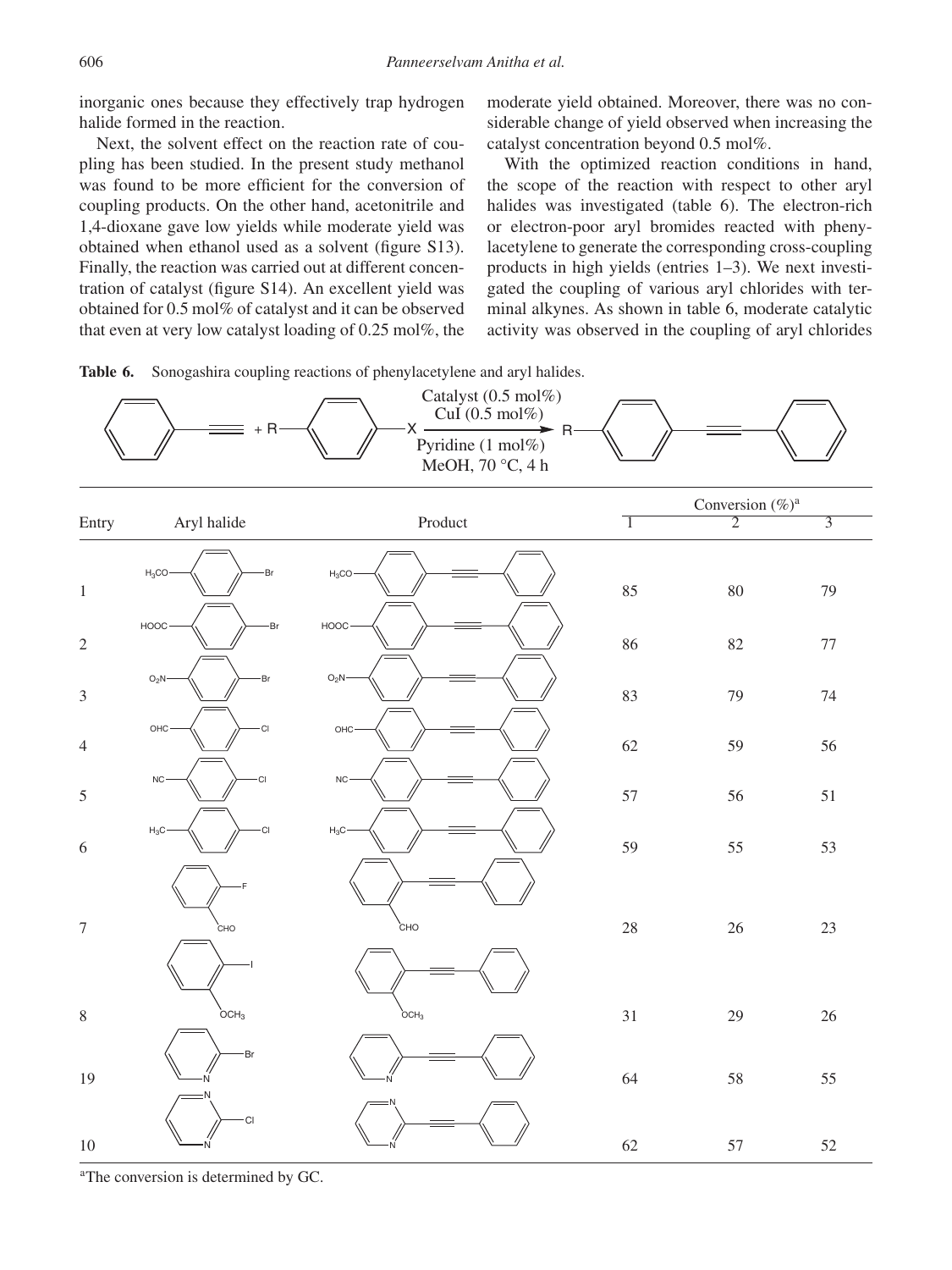inorganic ones because they effectively trap hydrogen halide formed in the reaction.

Next, the solvent effect on the reaction rate of coupling has been studied. In the present study methanol was found to be more efficient for the conversion of coupling products. On the other hand, acetonitrile and 1,4-dioxane gave low yields while moderate yield was obtained when ethanol used as a solvent (figure S13). Finally, the reaction was carried out at different concentration of catalyst (figure S14). An excellent yield was obtained for 0.5 mol% of catalyst and it can be observed that even at very low catalyst loading of 0.25 mol%, the moderate yield obtained. Moreover, there was no considerable change of yield observed when increasing the catalyst concentration beyond 0.5 mol%.

With the optimized reaction conditions in hand, the scope of the reaction with respect to other aryl halides was investigated (table 6). The electron-rich or electron-poor aryl bromides reacted with phenylacetylene to generate the corresponding cross-coupling products in high yields (entries 1–3). We next investigated the coupling of various aryl chlorides with terminal alkynes. As shown in table 6, moderate catalytic activity was observed in the coupling of aryl chlorides

**Table 6.** Sonogashira coupling reactions of phenylacetylene and aryl halides.

Phenylacetylene + R–C$_6$H$_4$–X → R–C$_6$H$_4$–C≡C–Ph; Catalyst (0.5 mol%), CuI (0.5 mol%), Pyridine (1 mol%), MeOH, 70 °C, 4 h

| Entry | Aryl halide | Product | Conversion (%)[a] 1 | 2 | 3 |
|---|---|---|---|---|---|
| 1 | $H_3CO$–C$_6$H$_4$–Br | $H_3CO$–C$_6$H$_4$–C≡C–Ph | 85 | 80 | 79 |
| 2 | HOOC–C$_6$H$_4$–Br | HOOC–C$_6$H$_4$–C≡C–Ph | 86 | 82 | 77 |
| 3 | $O_2N$–C$_6$H$_4$–Br | $O_2N$–C$_6$H$_4$–C≡C–Ph | 83 | 79 | 74 |
| 4 | OHC–C$_6$H$_4$–Cl | OHC–C$_6$H$_4$–C≡C–Ph | 62 | 59 | 56 |
| 5 | NC–C$_6$H$_4$–Cl | NC–C$_6$H$_4$–C≡C–Ph | 57 | 56 | 51 |
| 6 | $H_3C$–C$_6$H$_4$–Cl | $H_3C$–C$_6$H$_4$–C≡C–Ph | 59 | 55 | 53 |
| 7 | 2-F–C$_6$H$_4$–CHO | 2-(PhC≡C)–C$_6$H$_4$–CHO | 28 | 26 | 23 |
| 8 | 2-I–C$_6$H$_4$–$OCH_3$ | 2-(PhC≡C)–C$_6$H$_4$–$OCH_3$ | 31 | 29 | 26 |
| 19 | 2-Bromopyridine | 2-(Phenylethynyl)pyridine | 64 | 58 | 55 |
| 10 | 2-Chloropyrimidine | 2-(Phenylethynyl)pyrimidine | 62 | 57 | 52 |

[a]The conversion is determined by GC.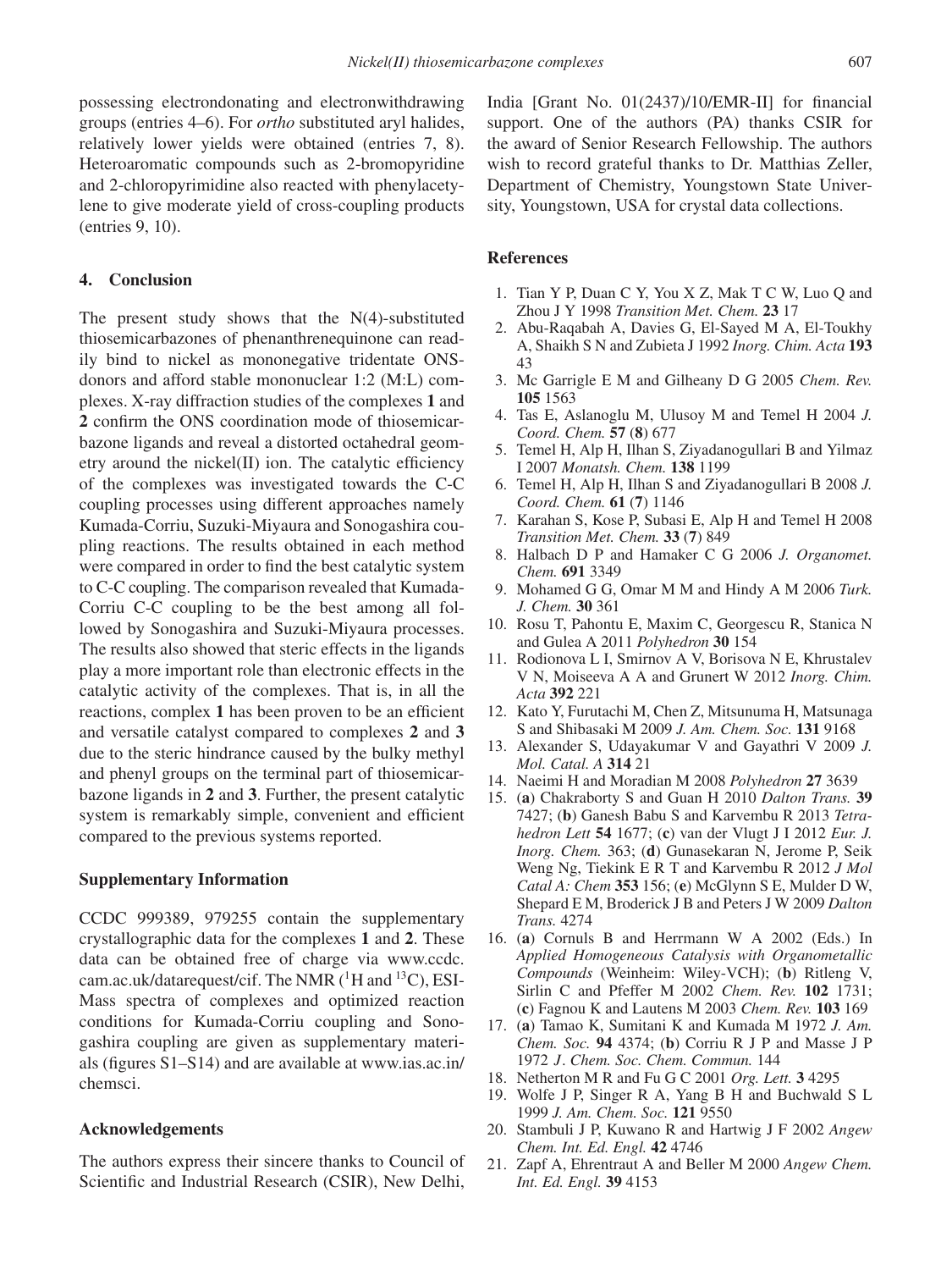possessing electrondonating and electronwithdrawing groups (entries 4–6). For *ortho* substituted aryl halides, relatively lower yields were obtained (entries 7, 8). Heteroaromatic compounds such as 2-bromopyridine and 2-chloropyrimidine also reacted with phenylacetylene to give moderate yield of cross-coupling products (entries 9, 10).

## 4. Conclusion

The present study shows that the N(4)-substituted thiosemicarbazones of phenanthrenequinone can readily bind to nickel as mononegative tridentate ONS-donors and afford stable mononuclear 1:2 (M:L) complexes. X-ray diffraction studies of the complexes **1** and **2** confirm the ONS coordination mode of thiosemicarbazone ligands and reveal a distorted octahedral geometry around the nickel(II) ion. The catalytic efficiency of the complexes was investigated towards the C-C coupling processes using different approaches namely Kumada-Corriu, Suzuki-Miyaura and Sonogashira coupling reactions. The results obtained in each method were compared in order to find the best catalytic system to C-C coupling. The comparison revealed that Kumada-Corriu C-C coupling to be the best among all followed by Sonogashira and Suzuki-Miyaura processes. The results also showed that steric effects in the ligands play a more important role than electronic effects in the catalytic activity of the complexes. That is, in all the reactions, complex **1** has been proven to be an efficient and versatile catalyst compared to complexes **2** and **3** due to the steric hindrance caused by the bulky methyl and phenyl groups on the terminal part of thiosemicarbazone ligands in **2** and **3**. Further, the present catalytic system is remarkably simple, convenient and efficient compared to the previous systems reported.

### Supplementary Information

CCDC 999389, 979255 contain the supplementary crystallographic data for the complexes **1** and **2**. These data can be obtained free of charge via www.ccdc.cam.ac.uk/datarequest/cif. The NMR ($^1$H and $^{13}$C), ESI-Mass spectra of complexes and optimized reaction conditions for Kumada-Corriu coupling and Sonogashira coupling are given as supplementary materials (figures S1–S14) and are available at www.ias.ac.in/chemsci.

### Acknowledgements

The authors express their sincere thanks to Council of Scientific and Industrial Research (CSIR), New Delhi, India [Grant No. 01(2437)/10/EMR-II] for financial support. One of the authors (PA) thanks CSIR for the award of Senior Research Fellowship. The authors wish to record grateful thanks to Dr. Matthias Zeller, Department of Chemistry, Youngstown State University, Youngstown, USA for crystal data collections.

### References

1. Tian Y P, Duan C Y, You X Z, Mak T C W, Luo Q and Zhou J Y 1998 *Transition Met. Chem.* **23** 17
2. Abu-Raqabah A, Davies G, El-Sayed M A, El-Toukhy A, Shaikh S N and Zubieta J 1992 *Inorg. Chim. Acta* **193** 43
3. Mc Garrigle E M and Gilheany D G 2005 *Chem. Rev.* **105** 1563
4. Tas E, Aslanoglu M, Ulusoy M and Temel H 2004 *J. Coord. Chem.* **57** (**8**) 677
5. Temel H, Alp H, Ilhan S, Ziyadanogullari B and Yilmaz I 2007 *Monatsh. Chem.* **138** 1199
6. Temel H, Alp H, Ilhan S and Ziyadanogullari B 2008 *J. Coord. Chem.* **61** (**7**) 1146
7. Karahan S, Kose P, Subasi E, Alp H and Temel H 2008 *Transition Met. Chem.* **33** (**7**) 849
8. Halbach D P and Hamaker C G 2006 *J. Organomet. Chem.* **691** 3349
9. Mohamed G G, Omar M M and Hindy A M 2006 *Turk. J. Chem.* **30** 361
10. Rosu T, Pahontu E, Maxim C, Georgescu R, Stanica N and Gulea A 2011 *Polyhedron* **30** 154
11. Rodionova L I, Smirnov A V, Borisova N E, Khrustalev V N, Moiseeva A A and Grunert W 2012 *Inorg. Chim. Acta* **392** 221
12. Kato Y, Furutachi M, Chen Z, Mitsunuma H, Matsunaga S and Shibasaki M 2009 *J. Am. Chem. Soc.* **131** 9168
13. Alexander S, Udayakumar V and Gayathri V 2009 *J. Mol. Catal. A* **314** 21
14. Naeimi H and Moradian M 2008 *Polyhedron* **27** 3639
15. (**a**) Chakraborty S and Guan H 2010 *Dalton Trans.* **39** 7427; (**b**) Ganesh Babu S and Karvembu R 2013 *Tetrahedron Lett* **54** 1677; (**c**) van der Vlugt J I 2012 *Eur. J. Inorg. Chem.* 363; (**d**) Gunasekaran N, Jerome P, Seik Weng Ng, Tiekink E R T and Karvembu R 2012 *J Mol Catal A: Chem* **353** 156; (**e**) McGlynn S E, Mulder D W, Shepard E M, Broderick J B and Peters J W 2009 *Dalton Trans.* 4274
16. (**a**) Cornuls B and Herrmann W A 2002 (Eds.) In *Applied Homogeneous Catalysis with Organometallic Compounds* (Weinheim: Wiley-VCH); (**b**) Ritleng V, Sirlin C and Pfeffer M 2002 *Chem. Rev.* **102** 1731; (**c**) Fagnou K and Lautens M 2003 *Chem. Rev.* **103** 169
17. (**a**) Tamao K, Sumitani K and Kumada M 1972 *J. Am. Chem. Soc.* **94** 4374; (**b**) Corriu R J P and Masse J P 1972 *J. Chem. Soc. Chem. Commun.* 144
18. Netherton M R and Fu G C 2001 *Org. Lett.* **3** 4295
19. Wolfe J P, Singer R A, Yang B H and Buchwald S L 1999 *J. Am. Chem. Soc.* **121** 9550
20. Stambuli J P, Kuwano R and Hartwig J F 2002 *Angew Chem. Int. Ed. Engl.* **42** 4746
21. Zapf A, Ehrentraut A and Beller M 2000 *Angew Chem. Int. Ed. Engl.* **39** 4153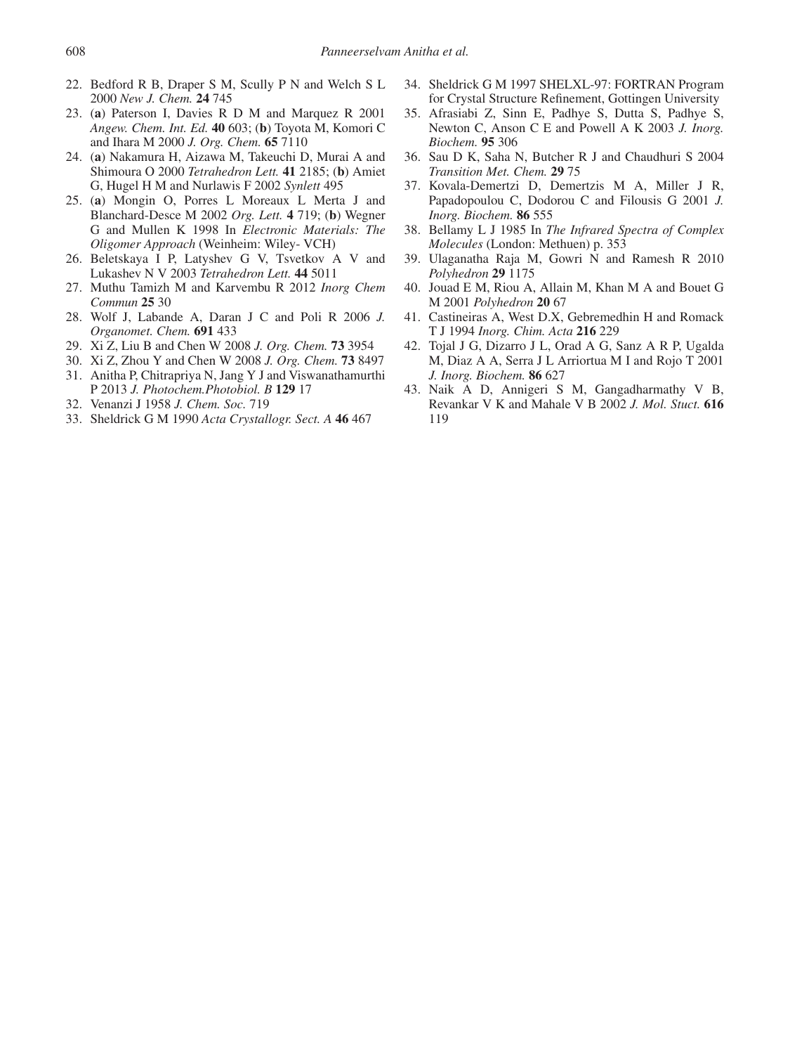22. Bedford R B, Draper S M, Scully P N and Welch S L 2000 *New J. Chem.* **24** 745
23. (**a**) Paterson I, Davies R D M and Marquez R 2001 *Angew. Chem. Int. Ed.* **40** 603; (**b**) Toyota M, Komori C and Ihara M 2000 *J. Org. Chem.* **65** 7110
24. (**a**) Nakamura H, Aizawa M, Takeuchi D, Murai A and Shimoura O 2000 *Tetrahedron Lett.* **41** 2185; (**b**) Amiet G, Hugel H M and Nurlawis F 2002 *Synlett* 495
25. (**a**) Mongin O, Porres L Moreaux L Merta J and Blanchard-Desce M 2002 *Org. Lett.* **4** 719; (**b**) Wegner G and Mullen K 1998 In *Electronic Materials: The Oligomer Approach* (Weinheim: Wiley- VCH)
26. Beletskaya I P, Latyshev G V, Tsvetkov A V and Lukashev N V 2003 *Tetrahedron Lett.* **44** 5011
27. Muthu Tamizh M and Karvembu R 2012 *Inorg Chem Commun* **25** 30
28. Wolf J, Labande A, Daran J C and Poli R 2006 *J. Organomet. Chem.* **691** 433
29. Xi Z, Liu B and Chen W 2008 *J. Org. Chem.* **73** 3954
30. Xi Z, Zhou Y and Chen W 2008 *J. Org. Chem.* **73** 8497
31. Anitha P, Chitrapriya N, Jang Y J and Viswanathamurthi P 2013 *J. Photochem.Photobiol. B* **129** 17
32. Venanzi J 1958 *J. Chem. Soc.* 719
33. Sheldrick G M 1990 *Acta Crystallogr. Sect. A* **46** 467
34. Sheldrick G M 1997 SHELXL-97: FORTRAN Program for Crystal Structure Refinement, Gottingen University
35. Afrasiabi Z, Sinn E, Padhye S, Dutta S, Padhye S, Newton C, Anson C E and Powell A K 2003 *J. Inorg. Biochem.* **95** 306
36. Sau D K, Saha N, Butcher R J and Chaudhuri S 2004 *Transition Met. Chem.* **29** 75
37. Kovala-Demertzi D, Demertzis M A, Miller J R, Papadopoulou C, Dodorou C and Filousis G 2001 *J. Inorg. Biochem.* **86** 555
38. Bellamy L J 1985 In *The Infrared Spectra of Complex Molecules* (London: Methuen) p. 353
39. Ulaganatha Raja M, Gowri N and Ramesh R 2010 *Polyhedron* **29** 1175
40. Jouad E M, Riou A, Allain M, Khan M A and Bouet G M 2001 *Polyhedron* **20** 67
41. Castineiras A, West D.X, Gebremedhin H and Romack T J 1994 *Inorg. Chim. Acta* **216** 229
42. Tojal J G, Dizarro J L, Orad A G, Sanz A R P, Ugalda M, Diaz A A, Serra J L Arriortua M I and Rojo T 2001 *J. Inorg. Biochem.* **86** 627
43. Naik A D, Annigeri S M, Gangadharmathy V B, Revankar V K and Mahale V B 2002 *J. Mol. Stuct.* **616** 119